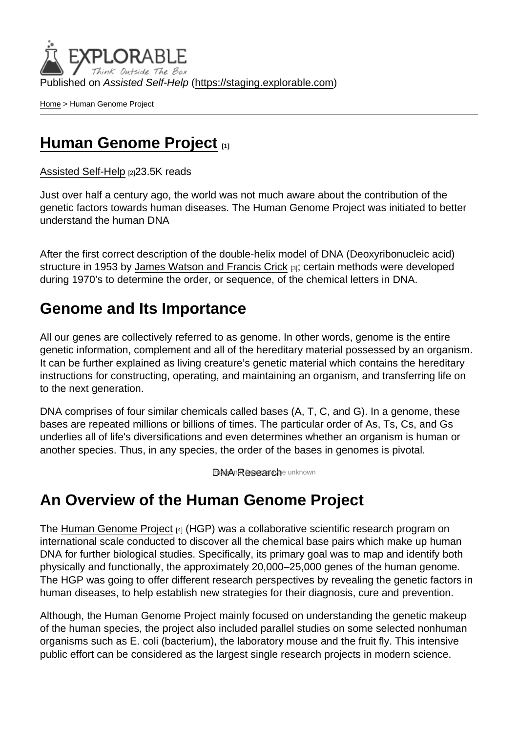Published on *Assisted Self-Help* (https://staging.explorable.com)

Home > Human Genome Project

# Human Genome Project [1]

Assisted Self-Help [2]23.5K reads

Just over half a century ago, the world was not much aware about the contribution of the genetic factors towards human diseases. The Human Genome Project was initiated to better understand the human DNA

After the first correct description of the double-helix model of DNA (Deoxyribonucleic acid) structure in 1953 by James Watson and Francis Crick [3]; certain methods were developed during 1970's to determine the order, or sequence, of the chemical letters in DNA.

## Genome and Its Importance

All our genes are collectively referred to as genome. In other words, genome is the entire genetic information, complement and all of the hereditary material possessed by an organism. It can be further explained as living creature's genetic material which contains the hereditary instructions for constructing, operating, and maintaining an organism, and transferring life on to the next generation.

DNA comprises of four similar chemicals called bases (A, T, C, and G). In a genome, these bases are repeated millions or billions of times. The particular order of As, Ts, Cs, and Gs underlies all of life's diversifications and even determines whether an organism is human or another species. Thus, in any species, the order of the bases in genomes is pivotal.

DNA Research

## An Overview of the Human Genome Project

The Human Genome Project [4] (HGP) was a collaborative scientific research program on international scale conducted to discover all the chemical base pairs which make up human DNA for further biological studies. Specifically, its primary goal was to map and identify both physically and functionally, the approximately 20,000–25,000 genes of the human genome. The HGP was going to offer different research perspectives by revealing the genetic factors in human diseases, to help establish new strategies for their diagnosis, cure and prevention.

Although, the Human Genome Project mainly focused on understanding the genetic makeup of the human species, the project also included parallel studies on some selected nonhuman organisms such as E. coli (bacterium), the laboratory mouse and the fruit fly. This intensive public effort can be considered as the largest single research projects in modern science.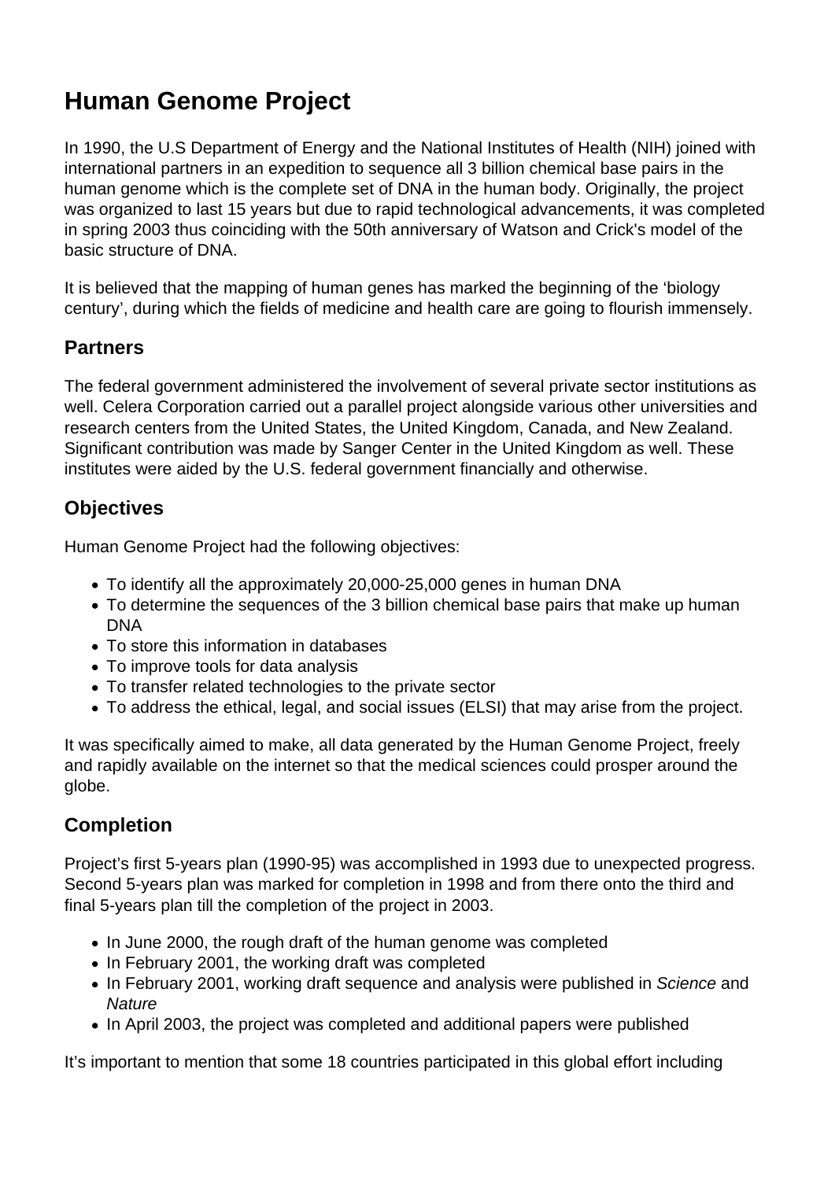# Human Genome Project

In 1990, the U.S Department of Energy and the National Institutes of Health (NIH) joined with international partners in an expedition to sequence all 3 billion chemical base pairs in the human genome which is the complete set of DNA in the human body. Originally, the project was organized to last 15 years but due to rapid technological advancements, it was completed in spring 2003 thus coinciding with the 50th anniversary of Watson and Crick's model of the basic structure of DNA.

It is believed that the mapping of human genes has marked the beginning of the 'biology century', during which the fields of medicine and health care are going to flourish immensely.

## Partners

The federal government administered the involvement of several private sector institutions as well. Celera Corporation carried out a parallel project alongside various other universities and research centers from the United States, the United Kingdom, Canada, and New Zealand. Significant contribution was made by Sanger Center in the United Kingdom as well. These institutes were aided by the U.S. federal government financially and otherwise.

## Objectives

Human Genome Project had the following objectives:

- To identify all the approximately 20,000-25,000 genes in human DNA
- To determine the sequences of the 3 billion chemical base pairs that make up human DNA
- To store this information in databases
- To improve tools for data analysis
- To transfer related technologies to the private sector
- To address the ethical, legal, and social issues (ELSI) that may arise from the project.

It was specifically aimed to make, all data generated by the Human Genome Project, freely and rapidly available on the internet so that the medical sciences could prosper around the globe.

## Completion

Project's first 5-years plan (1990-95) was accomplished in 1993 due to unexpected progress. Second 5-years plan was marked for completion in 1998 and from there onto the third and final 5-years plan till the completion of the project in 2003.

- In June 2000, the rough draft of the human genome was completed
- In February 2001, the working draft was completed
- In February 2001, working draft sequence and analysis were published in *Science* and *Nature*
- In April 2003, the project was completed and additional papers were published

It's important to mention that some 18 countries participated in this global effort including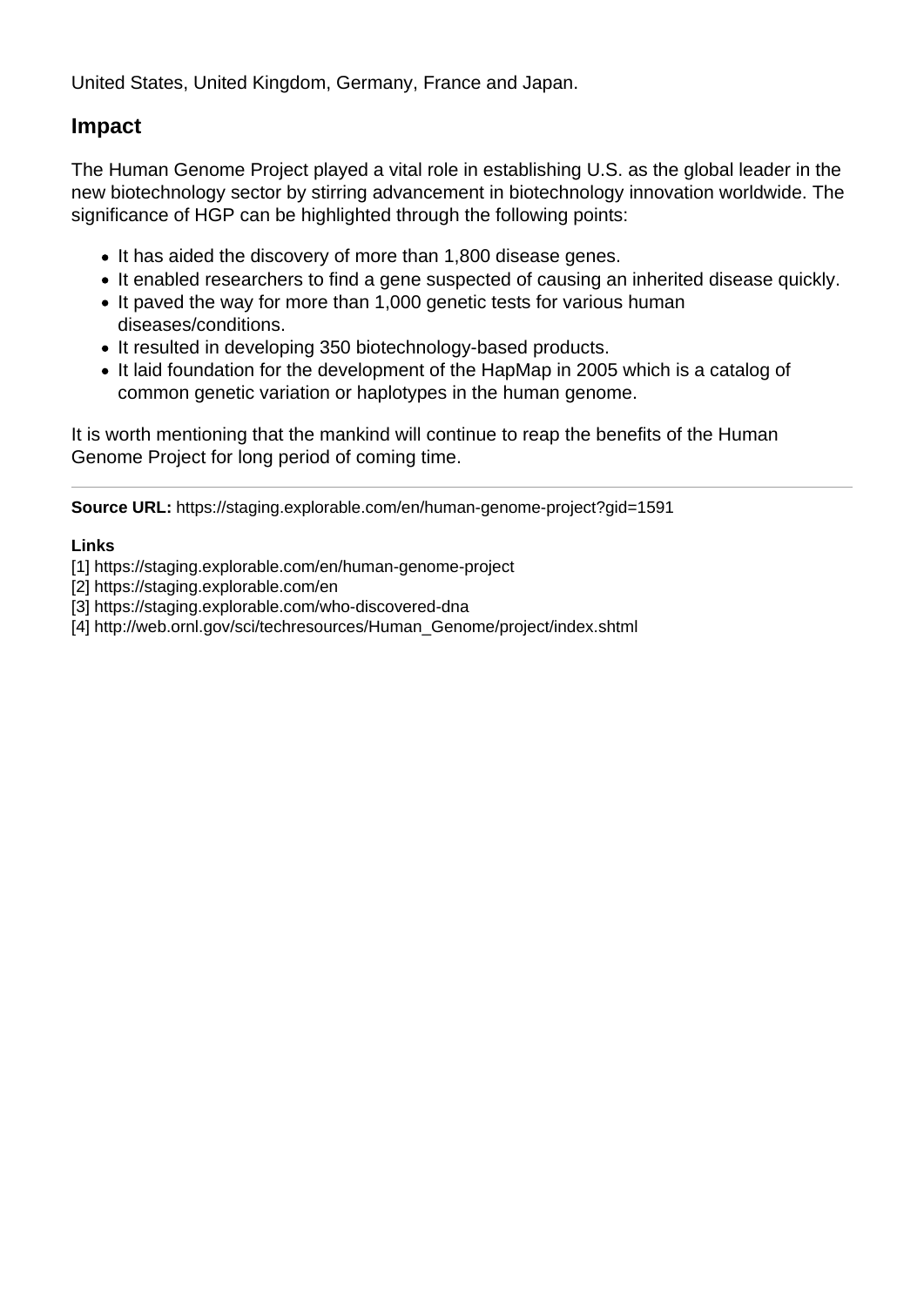United States, United Kingdom, Germany, France and Japan.

## Impact

The Human Genome Project played a vital role in establishing U.S. as the global leader in the new biotechnology sector by stirring advancement in biotechnology innovation worldwide. The significance of HGP can be highlighted through the following points:

- It has aided the discovery of more than 1,800 disease genes.
- It enabled researchers to find a gene suspected of causing an inherited disease quickly.
- It paved the way for more than 1,000 genetic tests for various human diseases/conditions.
- It resulted in developing 350 biotechnology-based products.
- It laid foundation for the development of the HapMap in 2005 which is a catalog of common genetic variation or haplotypes in the human genome.

It is worth mentioning that the mankind will continue to reap the benefits of the Human Genome Project for long period of coming time.

---

**Source URL:** https://staging.explorable.com/en/human-genome-project?gid=1591

**Links**
[1] https://staging.explorable.com/en/human-genome-project
[2] https://staging.explorable.com/en
[3] https://staging.explorable.com/who-discovered-dna
[4] http://web.ornl.gov/sci/techresources/Human_Genome/project/index.shtml